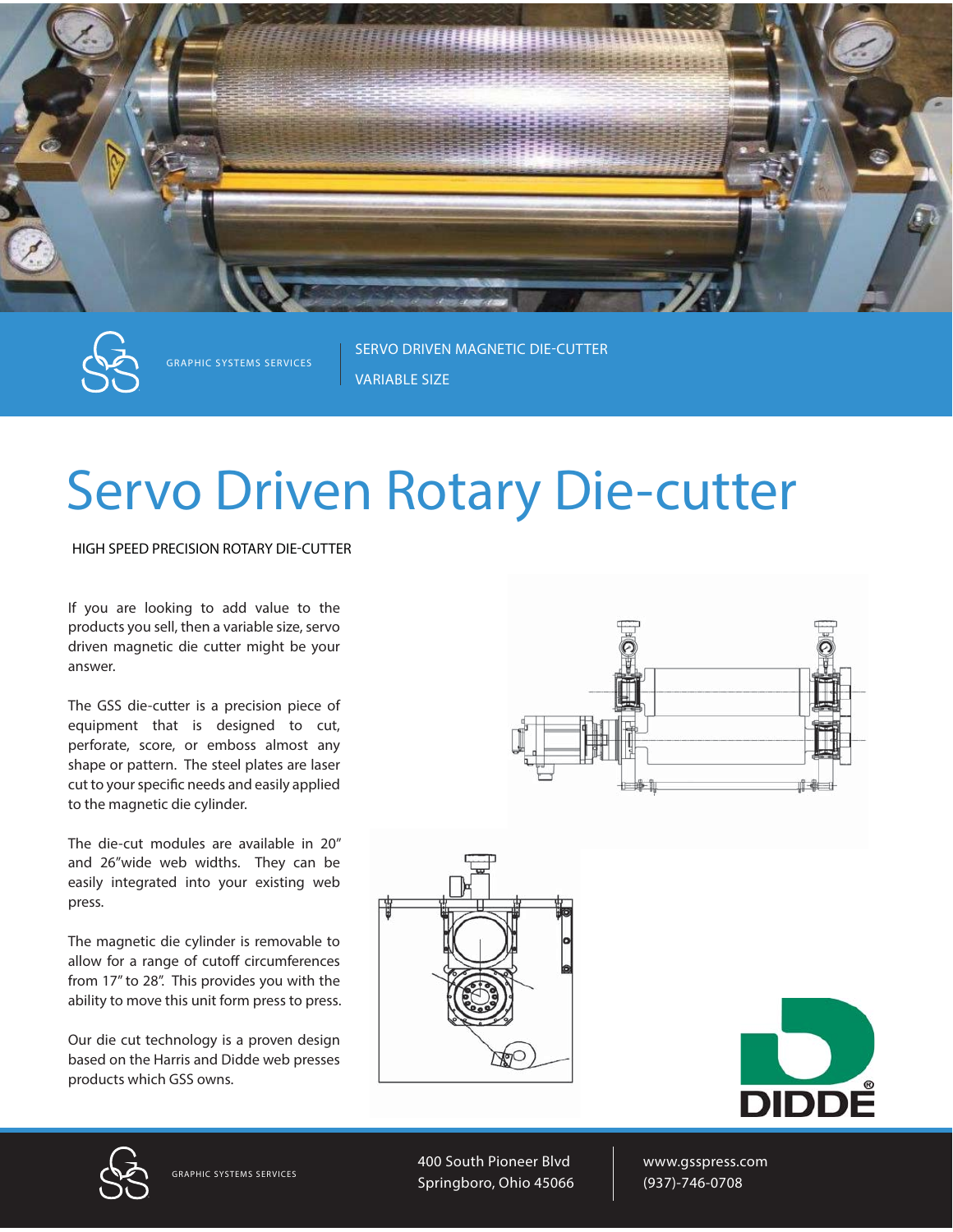GRAPHIC SYSTEMS SERVICES

SERVO DRIVEN MAGNETIC DIE-CUTTER

VARIABLE SIZE

# Servo Driven Rotary Die-cutter

HIGH SPEED PRECISION ROTARY DIE-CUTTER

If you are looking to add value to the products you sell, then a variable size, servo driven magnetic die cutter might be your answer.

The GSS die-cutter is a precision piece of equipment that is designed to cut, perforate, score, or emboss almost any shape or pattern. The steel plates are laser cut to your specific needs and easily applied to the magnetic die cylinder.

The die-cut modules are available in 20" and 26"wide web widths. They can be easily integrated into your existing web press.

The magnetic die cylinder is removable to allow for a range of cutoff circumferences from 17" to 28". This provides you with the ability to move this unit form press to press.

Our die cut technology is a proven design based on the Harris and Didde web presses products which GSS owns.

GRAPHIC SYSTEMS SERVICES

400 South Pioneer Blvd
Springboro, Ohio 45066

www.gsspress.com
(937)-746-0708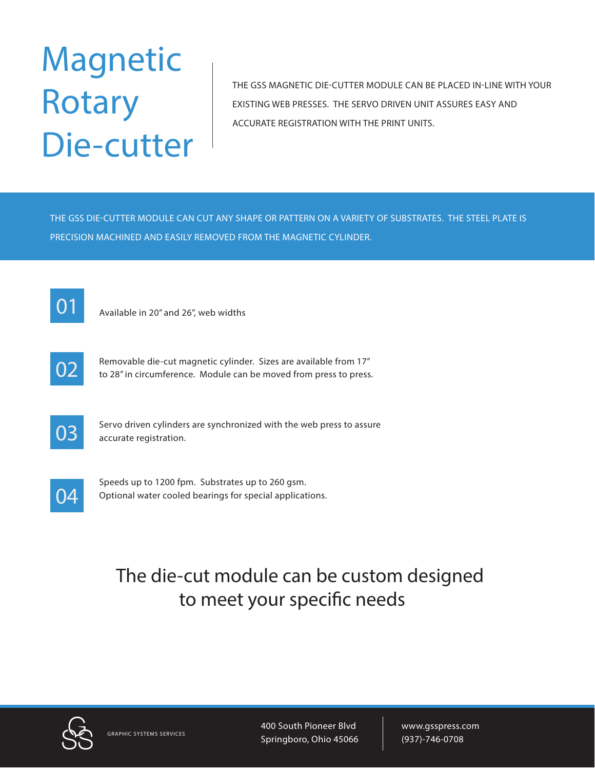# Magnetic Rotary Die-cutter

THE GSS MAGNETIC DIE-CUTTER MODULE CAN BE PLACED IN-LINE WITH YOUR EXISTING WEB PRESSES. THE SERVO DRIVEN UNIT ASSURES EASY AND ACCURATE REGISTRATION WITH THE PRINT UNITS.

THE GSS DIE-CUTTER MODULE CAN CUT ANY SHAPE OR PATTERN ON A VARIETY OF SUBSTRATES. THE STEEL PLATE IS PRECISION MACHINED AND EASILY REMOVED FROM THE MAGNETIC CYLINDER.

**01** Available in 20" and 26", web widths

**02** Removable die-cut magnetic cylinder. Sizes are available from 17" to 28" in circumference. Module can be moved from press to press.

**03** Servo driven cylinders are synchronized with the web press to assure accurate registration.

**04** Speeds up to 1200 fpm. Substrates up to 260 gsm. Optional water cooled bearings for special applications.

## The die-cut module can be custom designed to meet your specific needs

GRAPHIC SYSTEMS SERVICES

400 South Pioneer Blvd
Springboro, Ohio 45066

www.gsspress.com
(937)-746-0708